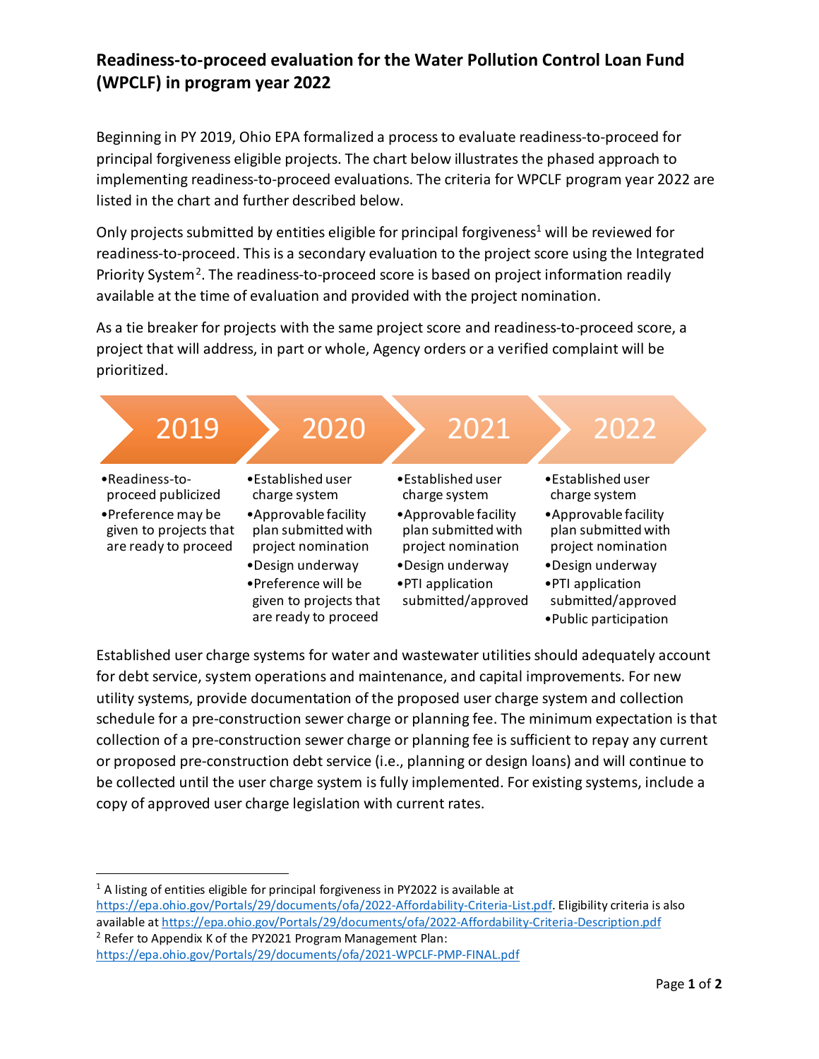# Readiness-to-proceed evaluation for the Water Pollution Control Loan Fund (WPCLF) in program year 2022

Beginning in PY 2019, Ohio EPA formalized a process to evaluate readiness-to-proceed for principal forgiveness eligible projects. The chart below illustrates the phased approach to implementing readiness-to-proceed evaluations. The criteria for WPCLF program year 2022 are listed in the chart and further described below.

Only projects submitted by entities eligible for principal forgiveness[1] will be reviewed for readiness-to-proceed. This is a secondary evaluation to the project score using the Integrated Priority System[2]. The readiness-to-proceed score is based on project information readily available at the time of evaluation and provided with the project nomination.

As a tie breaker for projects with the same project score and readiness-to-proceed score, a project that will address, in part or whole, Agency orders or a verified complaint will be prioritized.

| 2019 | 2020 | 2021 | 2022 |
|---|---|---|---|
| • Readiness-to-proceed publicized<br>• Preference may be given to projects that are ready to proceed | • Established user charge system<br>• Approvable facility plan submitted with project nomination<br>• Design underway<br>• Preference will be given to projects that are ready to proceed | • Established user charge system<br>• Approvable facility plan submitted with project nomination<br>• Design underway<br>• PTI application submitted/approved | • Established user charge system<br>• Approvable facility plan submitted with project nomination<br>• Design underway<br>• PTI application submitted/approved<br>• Public participation |

Established user charge systems for water and wastewater utilities should adequately account for debt service, system operations and maintenance, and capital improvements. For new utility systems, provide documentation of the proposed user charge system and collection schedule for a pre-construction sewer charge or planning fee. The minimum expectation is that collection of a pre-construction sewer charge or planning fee is sufficient to repay any current or proposed pre-construction debt service (i.e., planning or design loans) and will continue to be collected until the user charge system is fully implemented. For existing systems, include a copy of approved user charge legislation with current rates.

---

[1] A listing of entities eligible for principal forgiveness in PY2022 is available at https://epa.ohio.gov/Portals/29/documents/ofa/2022-Affordability-Criteria-List.pdf. Eligibility criteria is also available at https://epa.ohio.gov/Portals/29/documents/ofa/2022-Affordability-Criteria-Description.pdf

[2] Refer to Appendix K of the PY2021 Program Management Plan: https://epa.ohio.gov/Portals/29/documents/ofa/2021-WPCLF-PMP-FINAL.pdf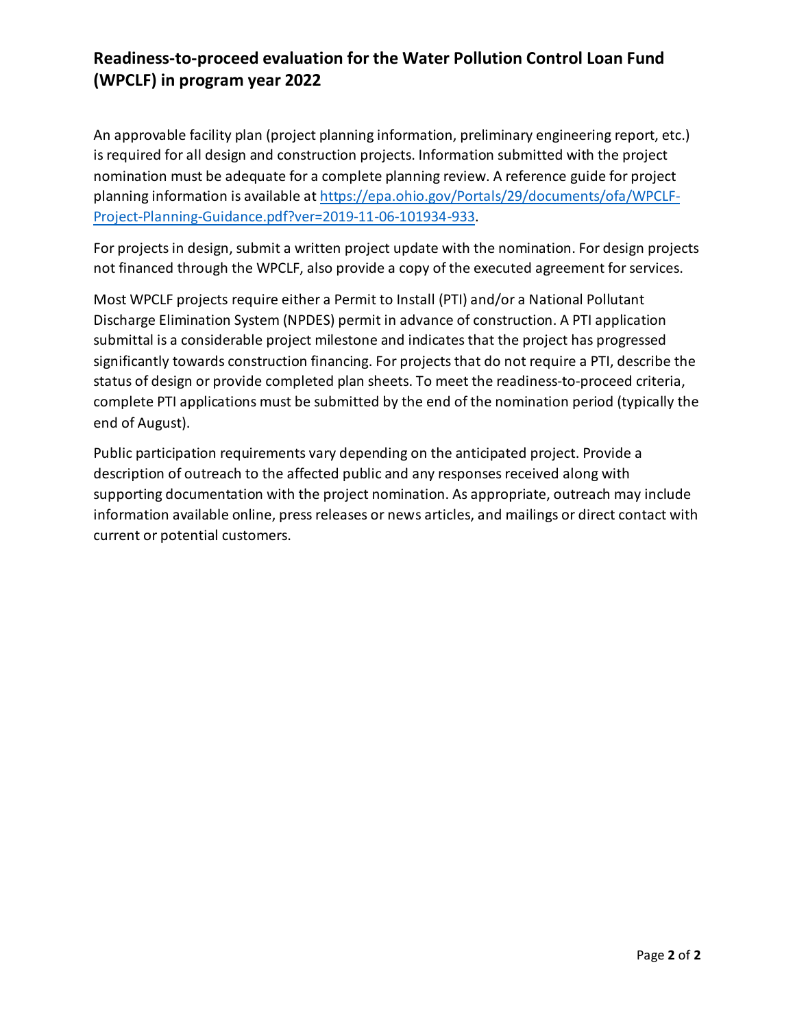## Readiness-to-proceed evaluation for the Water Pollution Control Loan Fund (WPCLF) in program year 2022

An approvable facility plan (project planning information, preliminary engineering report, etc.) is required for all design and construction projects. Information submitted with the project nomination must be adequate for a complete planning review. A reference guide for project planning information is available at [https://epa.ohio.gov/Portals/29/documents/ofa/WPCLF-Project-Planning-Guidance.pdf?ver=2019-11-06-101934-933](https://epa.ohio.gov/Portals/29/documents/ofa/WPCLF-Project-Planning-Guidance.pdf?ver=2019-11-06-101934-933).

For projects in design, submit a written project update with the nomination. For design projects not financed through the WPCLF, also provide a copy of the executed agreement for services.

Most WPCLF projects require either a Permit to Install (PTI) and/or a National Pollutant Discharge Elimination System (NPDES) permit in advance of construction. A PTI application submittal is a considerable project milestone and indicates that the project has progressed significantly towards construction financing. For projects that do not require a PTI, describe the status of design or provide completed plan sheets. To meet the readiness-to-proceed criteria, complete PTI applications must be submitted by the end of the nomination period (typically the end of August).

Public participation requirements vary depending on the anticipated project. Provide a description of outreach to the affected public and any responses received along with supporting documentation with the project nomination. As appropriate, outreach may include information available online, press releases or news articles, and mailings or direct contact with current or potential customers.